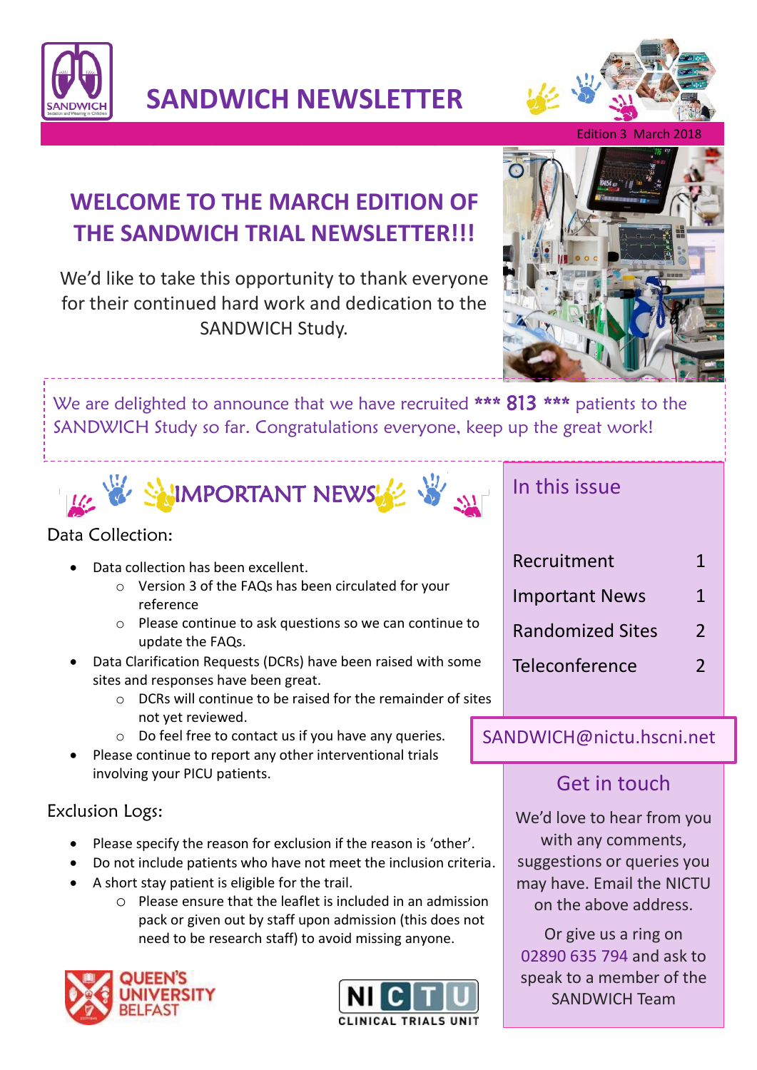# SANDWICH NEWSLETTER

Edition 3 March 2018

## WELCOME TO THE MARCH EDITION OF THE SANDWICH TRIAL NEWSLETTER!!!

We'd like to take this opportunity to thank everyone for their continued hard work and dedication to the SANDWICH Study.

We are delighted to announce that we have recruited *** **813** *** patients to the SANDWICH Study so far. Congratulations everyone, keep up the great work!

## IMPORTANT NEWS

### Data Collection:

- Data collection has been excellent.
  - Version 3 of the FAQs has been circulated for your reference
  - Please continue to ask questions so we can continue to update the FAQs.
- Data Clarification Requests (DCRs) have been raised with some sites and responses have been great.
  - DCRs will continue to be raised for the remainder of sites not yet reviewed.
  - Do feel free to contact us if you have any queries.
- Please continue to report any other interventional trials involving your PICU patients.

### Exclusion Logs:

- Please specify the reason for exclusion if the reason is 'other'.
- Do not include patients who have not meet the inclusion criteria.
- A short stay patient is eligible for the trail.
  - Please ensure that the leaflet is included in an admission pack or given out by staff upon admission (this does not need to be research staff) to avoid missing anyone.

## In this issue

| | |
|---|---|
| Recruitment | 1 |
| Important News | 1 |
| Randomized Sites | 2 |
| Teleconference | 2 |

SANDWICH@nictu.hscni.net

## Get in touch

We'd love to hear from you with any comments, suggestions or queries you may have. Email the NICTU on the above address.

Or give us a ring on 02890 635 794 and ask to speak to a member of the SANDWICH Team

QUEEN'S UNIVERSITY BELFAST

NI CTU CLINICAL TRIALS UNIT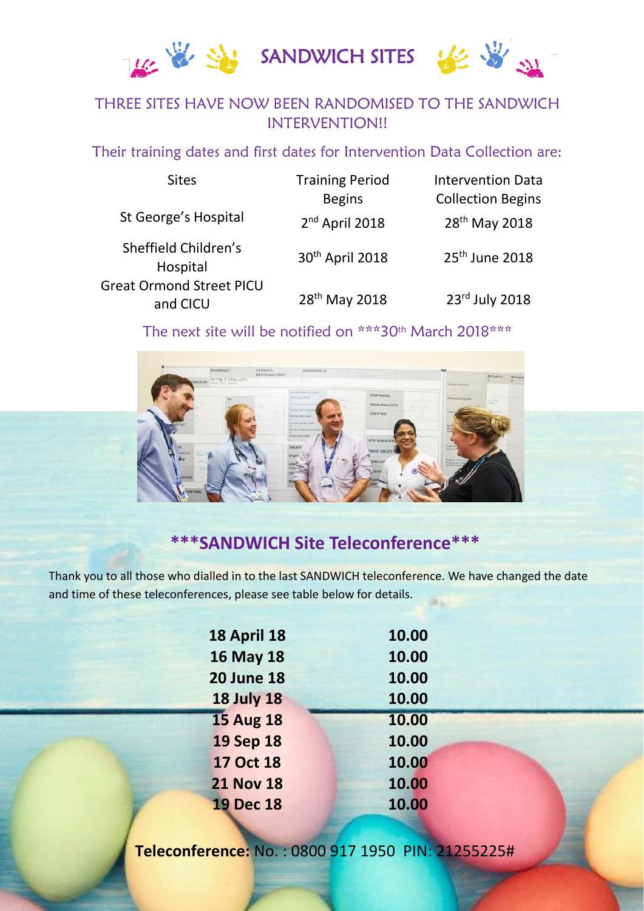# SANDWICH SITES

THREE SITES HAVE NOW BEEN RANDOMISED TO THE SANDWICH INTERVENTION!!

Their training dates and first dates for Intervention Data Collection are:

| Sites | Training Period Begins | Intervention Data Collection Begins |
|---|---|---|
| St George's Hospital | 2nd April 2018 | 28th May 2018 |
| Sheffield Children's Hospital | 30th April 2018 | 25th June 2018 |
| Great Ormond Street PICU and CICU | 28th May 2018 | 23rd July 2018 |

The next site will be notified on ***30th March 2018***

## ***SANDWICH Site Teleconference***

Thank you to all those who dialled in to the last SANDWICH teleconference. We have changed the date and time of these teleconferences, please see table below for details.

| | |
|---|---|
| **18 April 18** | **10.00** |
| **16 May 18** | **10.00** |
| **20 June 18** | **10.00** |
| **18 July 18** | **10.00** |
| **15 Aug 18** | **10.00** |
| **19 Sep 18** | **10.00** |
| **17 Oct 18** | **10.00** |
| **21 Nov 18** | **10.00** |
| **19 Dec 18** | **10.00** |

**Teleconference:** No. : 0800 917 1950 PIN: 21255225#